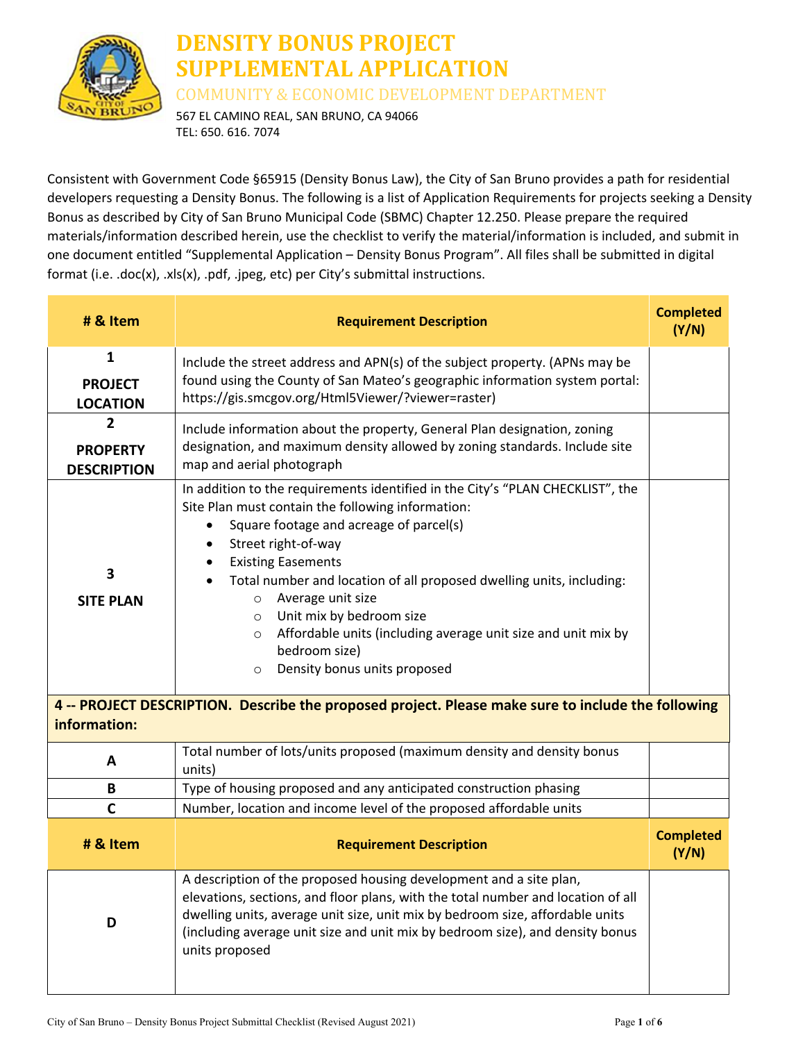# DENSITY BONUS PROJECT SUPPLEMENTAL APPLICATION

COMMUNITY & ECONOMIC DEVELOPMENT DEPARTMENT

567 EL CAMINO REAL, SAN BRUNO, CA 94066
TEL: 650. 616. 7074

Consistent with Government Code §65915 (Density Bonus Law), the City of San Bruno provides a path for residential developers requesting a Density Bonus. The following is a list of Application Requirements for projects seeking a Density Bonus as described by City of San Bruno Municipal Code (SBMC) Chapter 12.250. Please prepare the required materials/information described herein, use the checklist to verify the material/information is included, and submit in one document entitled "Supplemental Application – Density Bonus Program". All files shall be submitted in digital format (i.e. .doc(x), .xls(x), .pdf, .jpeg, etc) per City's submittal instructions.

| # & Item | Requirement Description | Completed (Y/N) |
|---|---|---|
| **1** **PROJECT LOCATION** | Include the street address and APN(s) of the subject property. (APNs may be found using the County of San Mateo's geographic information system portal: https://gis.smcgov.org/Html5Viewer/?viewer=raster) | |
| **2** **PROPERTY DESCRIPTION** | Include information about the property, General Plan designation, zoning designation, and maximum density allowed by zoning standards. Include site map and aerial photograph | |
| **3** **SITE PLAN** | In addition to the requirements identified in the City's "PLAN CHECKLIST", the Site Plan must contain the following information: <br>• Square footage and acreage of parcel(s) <br>• Street right-of-way <br>• Existing Easements <br>• Total number and location of all proposed dwelling units, including: <br>  ○ Average unit size <br>  ○ Unit mix by bedroom size <br>  ○ Affordable units (including average unit size and unit mix by bedroom size) <br>  ○ Density bonus units proposed | |
| **4 -- PROJECT DESCRIPTION. Describe the proposed project. Please make sure to include the following information:** | | |
| **A** | Total number of lots/units proposed (maximum density and density bonus units) | |
| **B** | Type of housing proposed and any anticipated construction phasing | |
| **C** | Number, location and income level of the proposed affordable units | |
| **D** | A description of the proposed housing development and a site plan, elevations, sections, and floor plans, with the total number and location of all dwelling units, average unit size, unit mix by bedroom size, affordable units (including average unit size and unit mix by bedroom size), and density bonus units proposed | |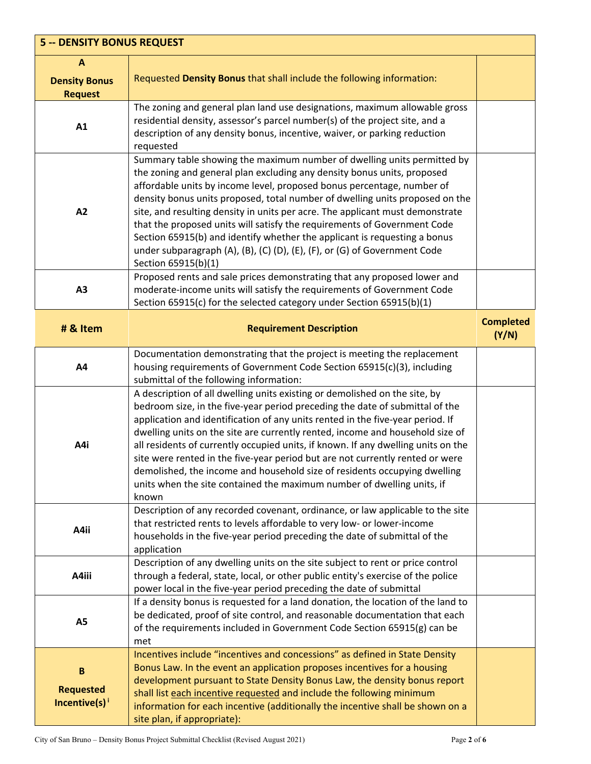| 5 -- DENSITY BONUS REQUEST | | |
|---|---|---|
| **A** **Density Bonus Request** | Requested **Density Bonus** that shall include the following information: | |
| **A1** | The zoning and general plan land use designations, maximum allowable gross residential density, assessor's parcel number(s) of the project site, and a description of any density bonus, incentive, waiver, or parking reduction requested | |
| **A2** | Summary table showing the maximum number of dwelling units permitted by the zoning and general plan excluding any density bonus units, proposed affordable units by income level, proposed bonus percentage, number of density bonus units proposed, total number of dwelling units proposed on the site, and resulting density in units per acre. The applicant must demonstrate that the proposed units will satisfy the requirements of Government Code Section 65915(b) and identify whether the applicant is requesting a bonus under subparagraph (A), (B), (C) (D), (E), (F), or (G) of Government Code Section 65915(b)(1) | |
| **A3** | Proposed rents and sale prices demonstrating that any proposed lower and moderate-income units will satisfy the requirements of Government Code Section 65915(c) for the selected category under Section 65915(b)(1) | |
| **# & Item** | **Requirement Description** | **Completed (Y/N)** |
| **A4** | Documentation demonstrating that the project is meeting the replacement housing requirements of Government Code Section 65915(c)(3), including submittal of the following information: | |
| **A4i** | A description of all dwelling units existing or demolished on the site, by bedroom size, in the five-year period preceding the date of submittal of the application and identification of any units rented in the five-year period. If dwelling units on the site are currently rented, income and household size of all residents of currently occupied units, if known. If any dwelling units on the site were rented in the five-year period but are not currently rented or were demolished, the income and household size of residents occupying dwelling units when the site contained the maximum number of dwelling units, if known | |
| **A4ii** | Description of any recorded covenant, ordinance, or law applicable to the site that restricted rents to levels affordable to very low- or lower-income households in the five-year period preceding the date of submittal of the application | |
| **A4iii** | Description of any dwelling units on the site subject to rent or price control through a federal, state, local, or other public entity's exercise of the police power local in the five-year period preceding the date of submittal | |
| **A5** | If a density bonus is requested for a land donation, the location of the land to be dedicated, proof of site control, and reasonable documentation that each of the requirements included in Government Code Section 65915(g) can be met | |
| **B** **Requested Incentive(s)** [i] | Incentives include "incentives and concessions" as defined in State Density Bonus Law. In the event an application proposes incentives for a housing development pursuant to State Density Bonus Law, the density bonus report shall list each incentive requested and include the following minimum information for each incentive (additionally the incentive shall be shown on a site plan, if appropriate): | |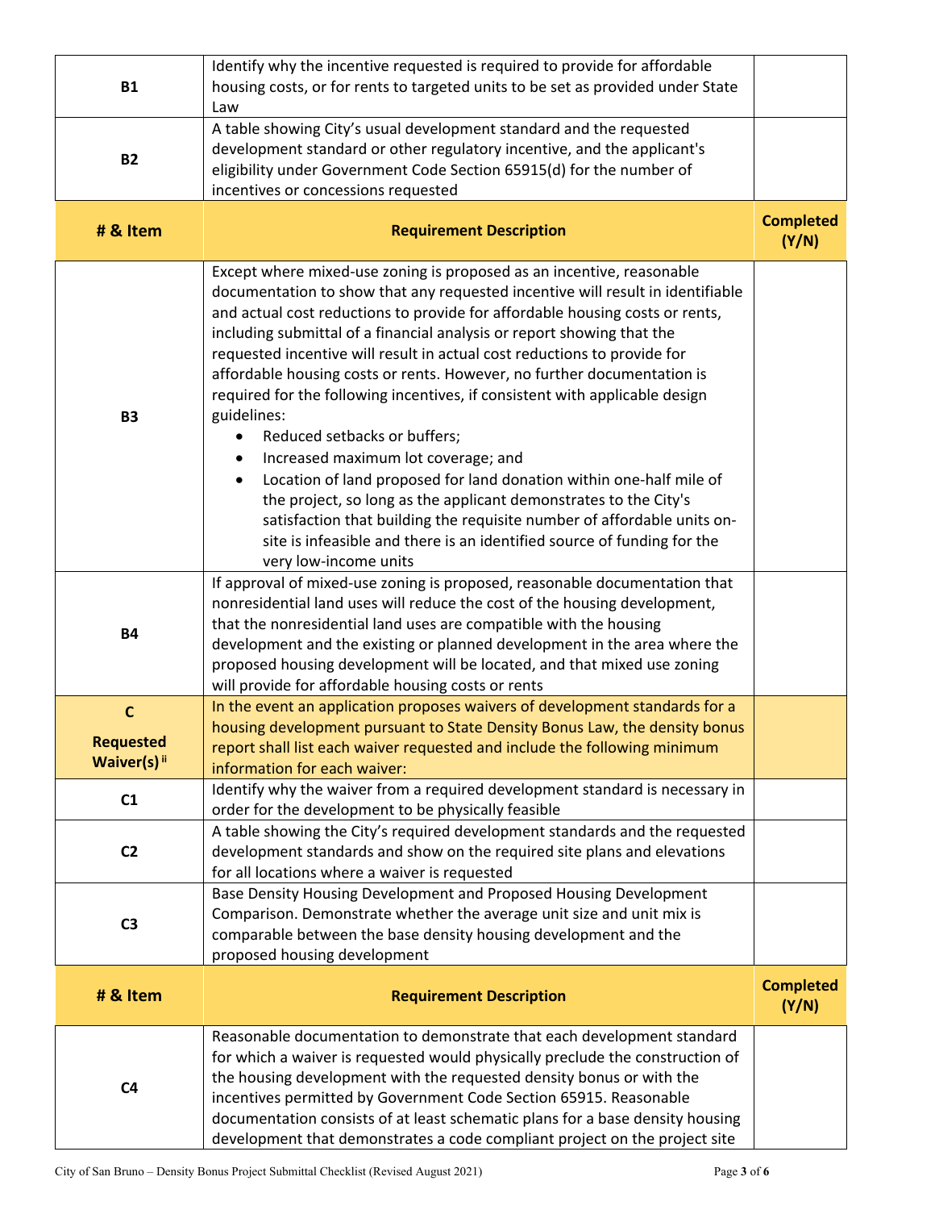| # & Item | Requirement Description | Completed (Y/N) |
|---|---|---|
| B1 | Identify why the incentive requested is required to provide for affordable housing costs, or for rents to targeted units to be set as provided under State Law | |
| B2 | A table showing City's usual development standard and the requested development standard or other regulatory incentive, and the applicant's eligibility under Government Code Section 65915(d) for the number of incentives or concessions requested | |
| B3 | Except where mixed-use zoning is proposed as an incentive, reasonable documentation to show that any requested incentive will result in identifiable and actual cost reductions to provide for affordable housing costs or rents, including submittal of a financial analysis or report showing that the requested incentive will result in actual cost reductions to provide for affordable housing costs or rents. However, no further documentation is required for the following incentives, if consistent with applicable design guidelines: <br>• Reduced setbacks or buffers; <br>• Increased maximum lot coverage; and <br>• Location of land proposed for land donation within one-half mile of the project, so long as the applicant demonstrates to the City's satisfaction that building the requisite number of affordable units on-site is infeasible and there is an identified source of funding for the very low-income units | |
| B4 | If approval of mixed-use zoning is proposed, reasonable documentation that nonresidential land uses will reduce the cost of the housing development, that the nonresidential land uses are compatible with the housing development and the existing or planned development in the area where the proposed housing development will be located, and that mixed use zoning will provide for affordable housing costs or rents | |
| **C** **Requested Waiver(s)** [ii] | In the event an application proposes waivers of development standards for a housing development pursuant to State Density Bonus Law, the density bonus report shall list each waiver requested and include the following minimum information for each waiver: | |
| C1 | Identify why the waiver from a required development standard is necessary in order for the development to be physically feasible | |
| C2 | A table showing the City's required development standards and the requested development standards and show on the required site plans and elevations for all locations where a waiver is requested | |
| C3 | Base Density Housing Development and Proposed Housing Development Comparison. Demonstrate whether the average unit size and unit mix is comparable between the base density housing development and the proposed housing development | |
| C4 | Reasonable documentation to demonstrate that each development standard for which a waiver is requested would physically preclude the construction of the housing development with the requested density bonus or with the incentives permitted by Government Code Section 65915. Reasonable documentation consists of at least schematic plans for a base density housing development that demonstrates a code compliant project on the project site | |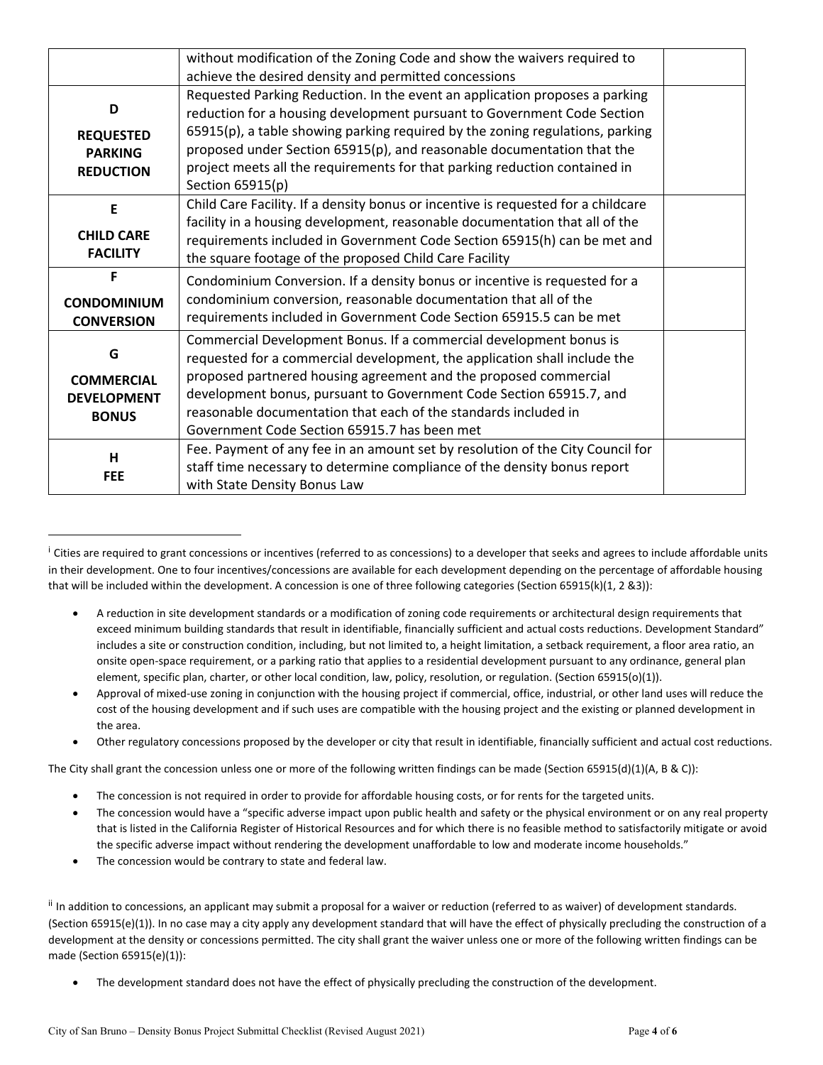| | | |
|---|---|---|
| | without modification of the Zoning Code and show the waivers required to achieve the desired density and permitted concessions | |
| **D** **REQUESTED PARKING REDUCTION** | Requested Parking Reduction. In the event an application proposes a parking reduction for a housing development pursuant to Government Code Section 65915(p), a table showing parking required by the zoning regulations, parking proposed under Section 65915(p), and reasonable documentation that the project meets all the requirements for that parking reduction contained in Section 65915(p) | |
| **E** **CHILD CARE FACILITY** | Child Care Facility. If a density bonus or incentive is requested for a childcare facility in a housing development, reasonable documentation that all of the requirements included in Government Code Section 65915(h) can be met and the square footage of the proposed Child Care Facility | |
| **F** **CONDOMINIUM CONVERSION** | Condominium Conversion. If a density bonus or incentive is requested for a condominium conversion, reasonable documentation that all of the requirements included in Government Code Section 65915.5 can be met | |
| **G** **COMMERCIAL DEVELOPMENT BONUS** | Commercial Development Bonus. If a commercial development bonus is requested for a commercial development, the application shall include the proposed partnered housing agreement and the proposed commercial development bonus, pursuant to Government Code Section 65915.7, and reasonable documentation that each of the standards included in Government Code Section 65915.7 has been met | |
| **H** **FEE** | Fee. Payment of any fee in an amount set by resolution of the City Council for staff time necessary to determine compliance of the density bonus report with State Density Bonus Law | |

[i] Cities are required to grant concessions or incentives (referred to as concessions) to a developer that seeks and agrees to include affordable units in their development. One to four incentives/concessions are available for each development depending on the percentage of affordable housing that will be included within the development. A concession is one of three following categories (Section 65915(k)(1, 2 &3)):

- A reduction in site development standards or a modification of zoning code requirements or architectural design requirements that exceed minimum building standards that result in identifiable, financially sufficient and actual costs reductions. Development Standard" includes a site or construction condition, including, but not limited to, a height limitation, a setback requirement, a floor area ratio, an onsite open-space requirement, or a parking ratio that applies to a residential development pursuant to any ordinance, general plan element, specific plan, charter, or other local condition, law, policy, resolution, or regulation. (Section 65915(o)(1)).
- Approval of mixed-use zoning in conjunction with the housing project if commercial, office, industrial, or other land uses will reduce the cost of the housing development and if such uses are compatible with the housing project and the existing or planned development in the area.
- Other regulatory concessions proposed by the developer or city that result in identifiable, financially sufficient and actual cost reductions.

The City shall grant the concession unless one or more of the following written findings can be made (Section 65915(d)(1)(A, B & C)):

- The concession is not required in order to provide for affordable housing costs, or for rents for the targeted units.
- The concession would have a "specific adverse impact upon public health and safety or the physical environment or on any real property that is listed in the California Register of Historical Resources and for which there is no feasible method to satisfactorily mitigate or avoid the specific adverse impact without rendering the development unaffordable to low and moderate income households."
- The concession would be contrary to state and federal law.

[ii] In addition to concessions, an applicant may submit a proposal for a waiver or reduction (referred to as waiver) of development standards. (Section 65915(e)(1)). In no case may a city apply any development standard that will have the effect of physically precluding the construction of a development at the density or concessions permitted. The city shall grant the waiver unless one or more of the following written findings can be made (Section 65915(e)(1)):

- The development standard does not have the effect of physically precluding the construction of the development.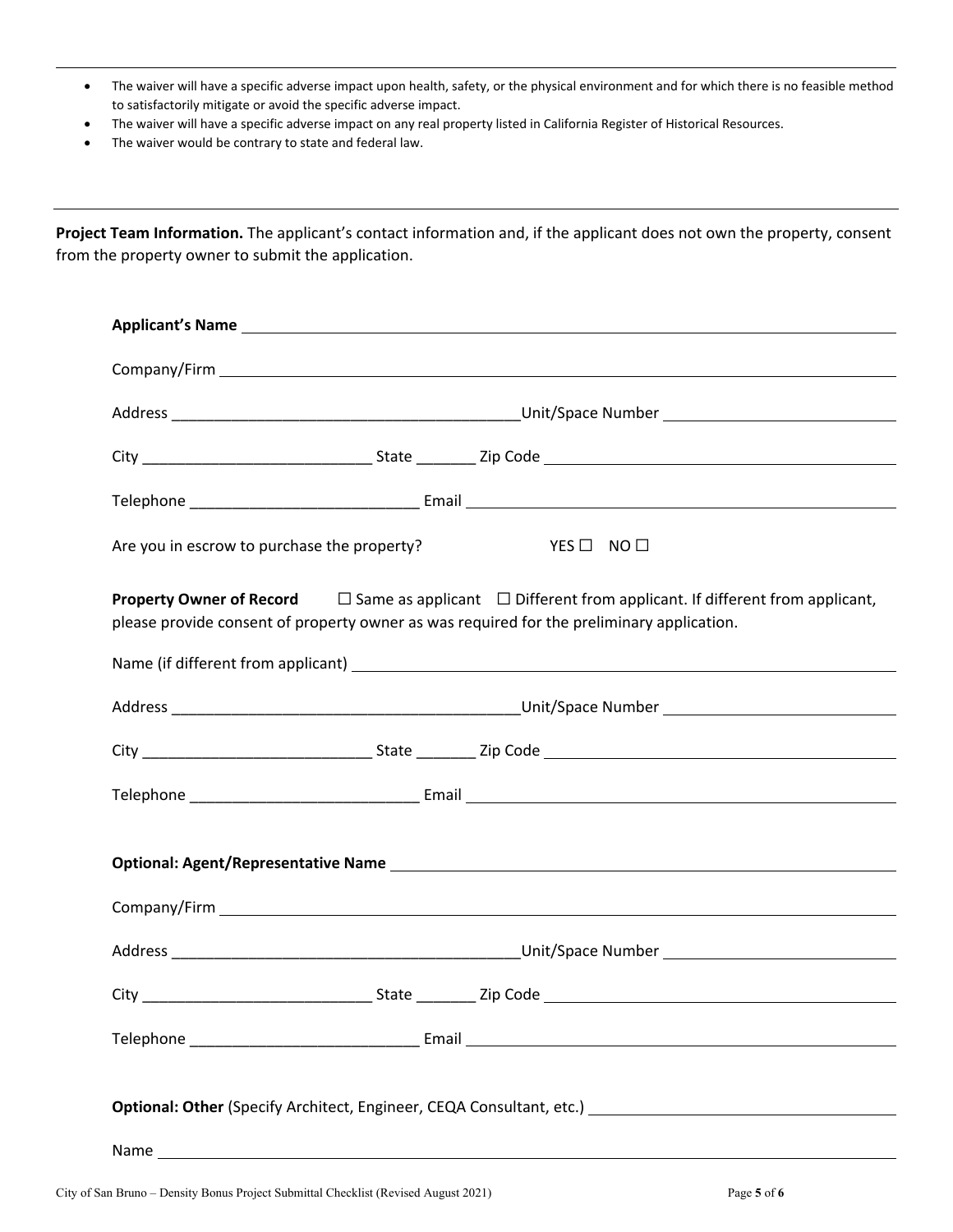- The waiver will have a specific adverse impact upon health, safety, or the physical environment and for which there is no feasible method to satisfactorily mitigate or avoid the specific adverse impact.
- The waiver will have a specific adverse impact on any real property listed in California Register of Historical Resources.
- The waiver would be contrary to state and federal law.

---

**Project Team Information.** The applicant's contact information and, if the applicant does not own the property, consent from the property owner to submit the application.

**Applicant's Name** ______________________________

Company/Firm ______________________________

Address ______________________________ Unit/Space Number ______________

City ______________ State ______ Zip Code ______________

Telephone ______________ Email ______________

Are you in escrow to purchase the property? YES ☐ NO ☐

**Property Owner of Record** ☐ Same as applicant ☐ Different from applicant. If different from applicant, please provide consent of property owner as was required for the preliminary application.

Name (if different from applicant) ______________________________

Address ______________________________ Unit/Space Number ______________

City ______________ State ______ Zip Code ______________

Telephone ______________ Email ______________

**Optional: Agent/Representative Name** ______________________________

Company/Firm ______________________________

Address ______________________________ Unit/Space Number ______________

City ______________ State ______ Zip Code ______________

Telephone ______________ Email ______________

**Optional: Other** (Specify Architect, Engineer, CEQA Consultant, etc.) ______________

Name ______________________________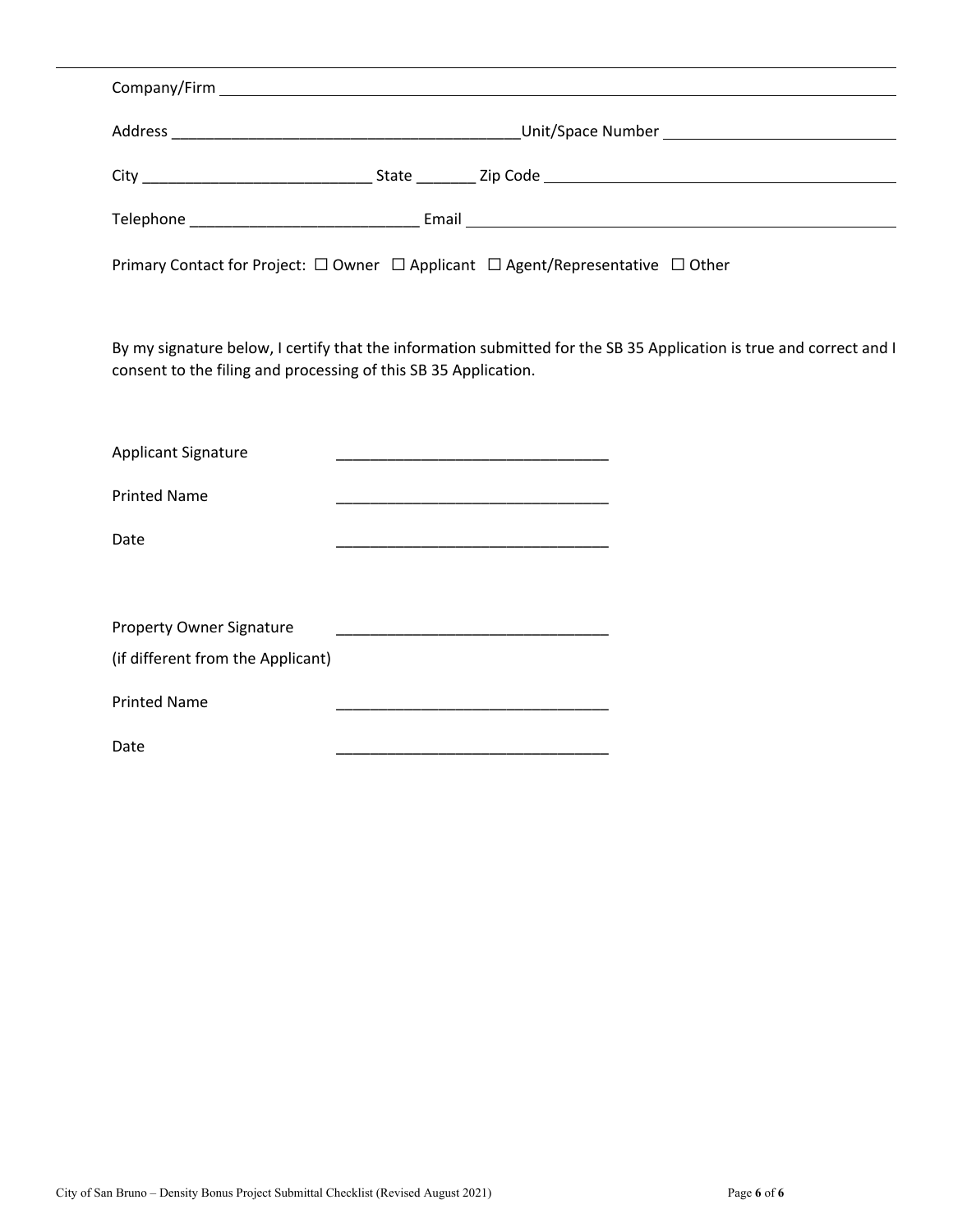Company/Firm ______________________________________________

Address ________________________________________ Unit/Space Number ____________________________

City ___________________________ State _______ Zip Code ____________________________________________

Telephone __________________________ Email ____________________________________________________

Primary Contact for Project: ☐ Owner ☐ Applicant ☐ Agent/Representative ☐ Other

By my signature below, I certify that the information submitted for the SB 35 Application is true and correct and I consent to the filing and processing of this SB 35 Application.

Applicant Signature ________________________________

Printed Name ________________________________

Date ________________________________

Property Owner Signature ________________________________

(if different from the Applicant)

Printed Name ________________________________

Date ________________________________